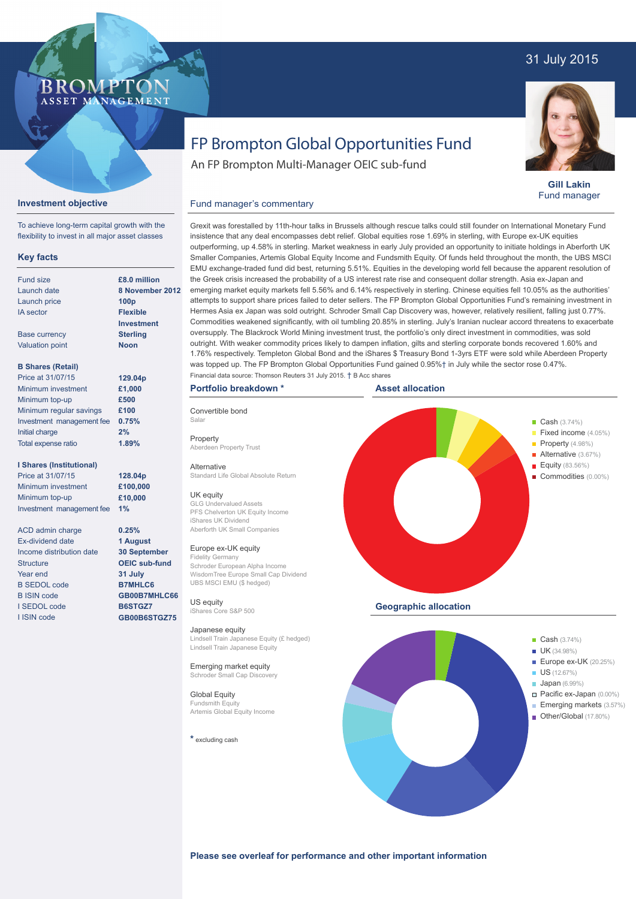31 July 2015

BROMPTON ASSET MANAGEMENT

# FP Brompton Global Opportunities Fund

An FP Brompton Multi-Manager OEIC sub-fund

**Gill Lakin**
Fund manager

## Investment objective

To achieve long-term capital growth with the flexibility to invest in all major asset classes

## Key facts

| | |
|---|---|
| Fund size | **£8.0 million** |
| Launch date | **8 November 2012** |
| Launch price | **100p** |
| IA sector | **Flexible Investment** |
| Base currency | **Sterling** |
| Valuation point | **Noon** |

**B Shares (Retail)**

| | |
|---|---|
| Price at 31/07/15 | **129.04p** |
| Minimum investment | **£1,000** |
| Minimum top-up | **£500** |
| Minimum regular savings | **£100** |
| Investment management fee | **0.75%** |
| Initial charge | **2%** |
| Total expense ratio | **1.89%** |

**I Shares (Institutional)**

| | |
|---|---|
| Price at 31/07/15 | **128.04p** |
| Minimum investment | **£100,000** |
| Minimum top-up | **£10,000** |
| Investment management fee | **1%** |

| | |
|---|---|
| ACD admin charge | **0.25%** |
| Ex-dividend date | **1 August** |
| Income distribution date | **30 September** |
| Structure | **OEIC sub-fund** |
| Year end | **31 July** |
| B SEDOL code | **B7MHLC6** |
| B ISIN code | **GB00B7MHLC66** |
| I SEDOL code | **B6STGZ7** |
| I ISIN code | **GB00B6STGZ75** |

## Fund manager's commentary

Grexit was forestalled by 11th-hour talks in Brussels although rescue talks could still founder on International Monetary Fund insistence that any deal encompasses debt relief. Global equities rose 1.69% in sterling, with Europe ex-UK equities outperforming, up 4.58% in sterling. Market weakness in early July provided an opportunity to initiate holdings in Aberforth UK Smaller Companies, Artemis Global Equity Income and Fundsmith Equity. Of funds held throughout the month, the UBS MSCI EMU exchange-traded fund did best, returning 5.51%. Equities in the developing world fell because the apparent resolution of the Greek crisis increased the probability of a US interest rate rise and consequent dollar strength. Asia ex-Japan and emerging market equity markets fell 5.56% and 6.14% respectively in sterling. Chinese equities fell 10.05% as the authorities' attempts to support share prices failed to deter sellers. The FP Brompton Global Opportunities Fund's remaining investment in Hermes Asia ex Japan was sold outright. Schroder Small Cap Discovery was, however, relatively resilient, falling just 0.77%. Commodities weakened significantly, with oil tumbling 20.85% in sterling. July's Iranian nuclear accord threatens to exacerbate oversupply. The Blackrock World Mining investment trust, the portfolio's only direct investment in commodities, was sold outright. With weaker commodity prices likely to dampen inflation, gilts and sterling corporate bonds recovered 1.60% and 1.76% respectively. Templeton Global Bond and the iShares $ Treasury Bond 1-3yrs ETF were sold while Aberdeen Property was topped up. The FP Brompton Global Opportunities Fund gained 0.95%† in July while the sector rose 0.47%.

Financial data source: Thomson Reuters 31 July 2015. † B Acc shares

## Portfolio breakdown *

**Convertible bond**
Salar

**Property**
Aberdeen Property Trust

**Alternative**
Standard Life Global Absolute Return

**UK equity**
GLG Undervalued Assets
PFS Chelverton UK Equity Income
iShares UK Dividend
Aberforth UK Small Companies

**Europe ex-UK equity**
Fidelity Germany
Schroder European Alpha Income
WisdomTree Europe Small Cap Dividend
UBS MSCI EMU ($ hedged)

**US equity**
iShares Core S&P 500

**Japanese equity**
Lindsell Train Japanese Equity (£ hedged)
Lindsell Train Japanese Equity

**Emerging market equity**
Schroder Small Cap Discovery

**Global Equity**
Fundsmith Equity
Artemis Global Equity Income

\* excluding cash

## Asset allocation

- Cash (3.74%)
- Fixed income (4.05%)
- Property (4.98%)
- Alternative (3.67%)
- Equity (83.56%)
- Commodities (0.00%)

## Geographic allocation

- Cash (3.74%)
- UK (34.98%)
- Europe ex-UK (20.25%)
- US (12.67%)
- Japan (6.99%)
- Pacific ex-Japan (0.00%)
- Emerging markets (3.57%)
- Other/Global (17.80%)

**Please see overleaf for performance and other important information**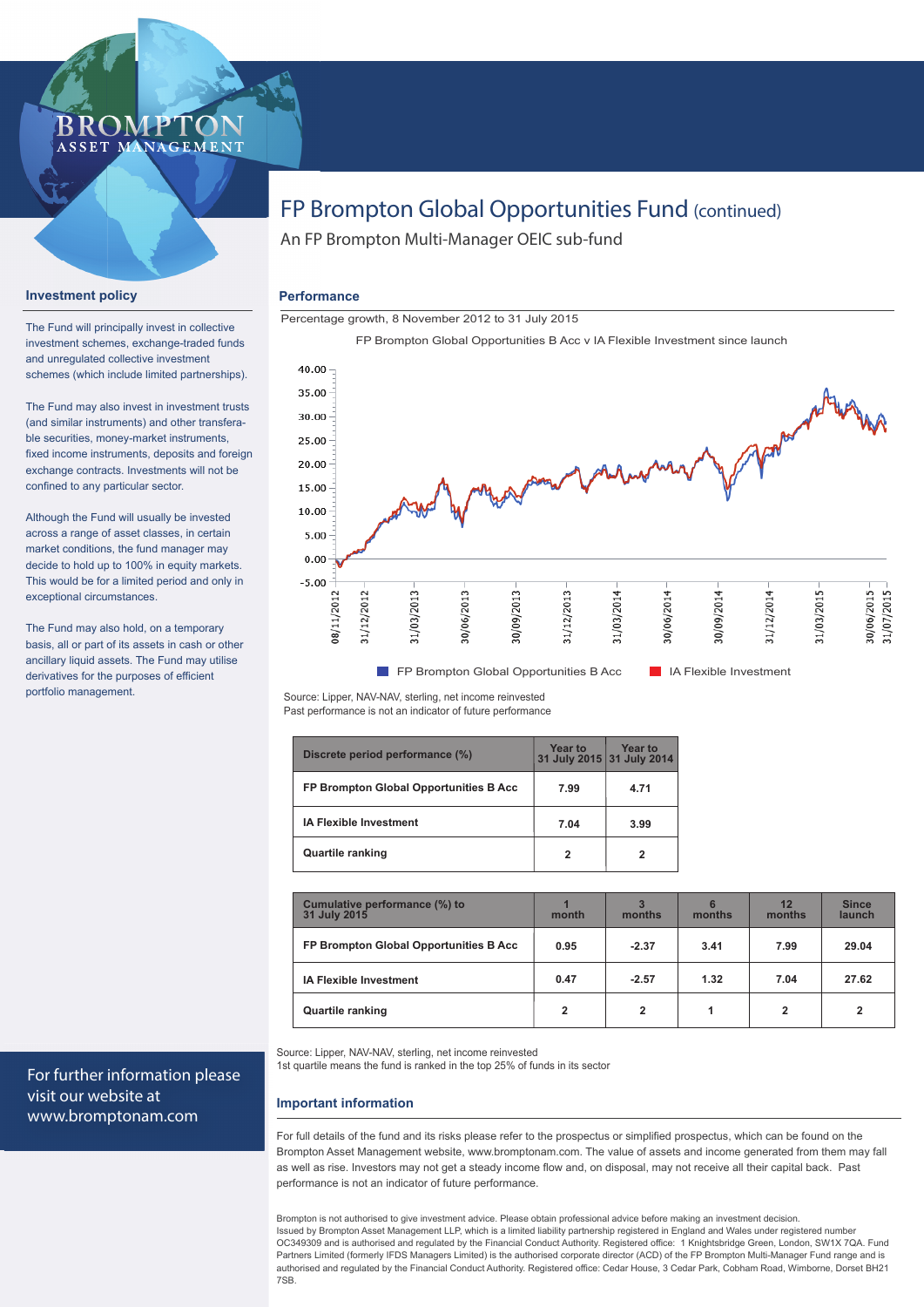# FP Brompton Global Opportunities Fund (continued)

An FP Brompton Multi-Manager OEIC sub-fund

## Investment policy

The Fund will principally invest in collective investment schemes, exchange-traded funds and unregulated collective investment schemes (which include limited partnerships).

The Fund may also invest in investment trusts (and similar instruments) and other transferable securities, money-market instruments, fixed income instruments, deposits and foreign exchange contracts. Investments will not be confined to any particular sector.

Although the Fund will usually be invested across a range of asset classes, in certain market conditions, the fund manager may decide to hold up to 100% in equity markets. This would be for a limited period and only in exceptional circumstances.

The Fund may also hold, on a temporary basis, all or part of its assets in cash or other ancillary liquid assets. The Fund may utilise derivatives for the purposes of efficient portfolio management.

For further information please visit our website at www.bromptonam.com

## Performance

Percentage growth, 8 November 2012 to 31 July 2015

FP Brompton Global Opportunities B Acc v IA Flexible Investment since launch

40.00
35.00
30.00
25.00
20.00
15.00
10.00
5.00
0.00
-5.00

08/11/2012
31/12/2012
31/03/2013
30/06/2013
30/09/2013
31/12/2013
31/03/2014
30/06/2014
30/09/2014
31/12/2014
31/03/2015
30/06/2015
31/07/2015

FP Brompton Global Opportunities B Acc
IA Flexible Investment

Source: Lipper, NAV-NAV, sterling, net income reinvested
Past performance is not an indicator of future performance

| Discrete period performance (%) | Year to 31 July 2015 | Year to 31 July 2014 |
|---|---|---|
| FP Brompton Global Opportunities B Acc | 7.99 | 4.71 |
| IA Flexible Investment | 7.04 | 3.99 |
| Quartile ranking | 2 | 2 |

| Cumulative performance (%) to 31 July 2015 | 1 month | 3 months | 6 months | 12 months | Since launch |
|---|---|---|---|---|---|
| FP Brompton Global Opportunities B Acc | 0.95 | -2.37 | 3.41 | 7.99 | 29.04 |
| IA Flexible Investment | 0.47 | -2.57 | 1.32 | 7.04 | 27.62 |
| Quartile ranking | 2 | 2 | 1 | 2 | 2 |

Source: Lipper, NAV-NAV, sterling, net income reinvested
1st quartile means the fund is ranked in the top 25% of funds in its sector

## Important information

For full details of the fund and its risks please refer to the prospectus or simplified prospectus, which can be found on the Brompton Asset Management website, www.bromptonam.com. The value of assets and income generated from them may fall as well as rise. Investors may not get a steady income flow and, on disposal, may not receive all their capital back. Past performance is not an indicator of future performance.

Brompton is not authorised to give investment advice. Please obtain professional advice before making an investment decision. Issued by Brompton Asset Management LLP, which is a limited liability partnership registered in England and Wales under registered number OC349309 and is authorised and regulated by the Financial Conduct Authority. Registered office: 1 Knightsbridge Green, London, SW1X 7QA. Fund Partners Limited (formerly IFDS Managers Limited) is the authorised corporate director (ACD) of the FP Brompton Multi-Manager Fund range and is authorised and regulated by the Financial Conduct Authority. Registered office: Cedar House, 3 Cedar Park, Cobham Road, Wimborne, Dorset BH21 7SB.